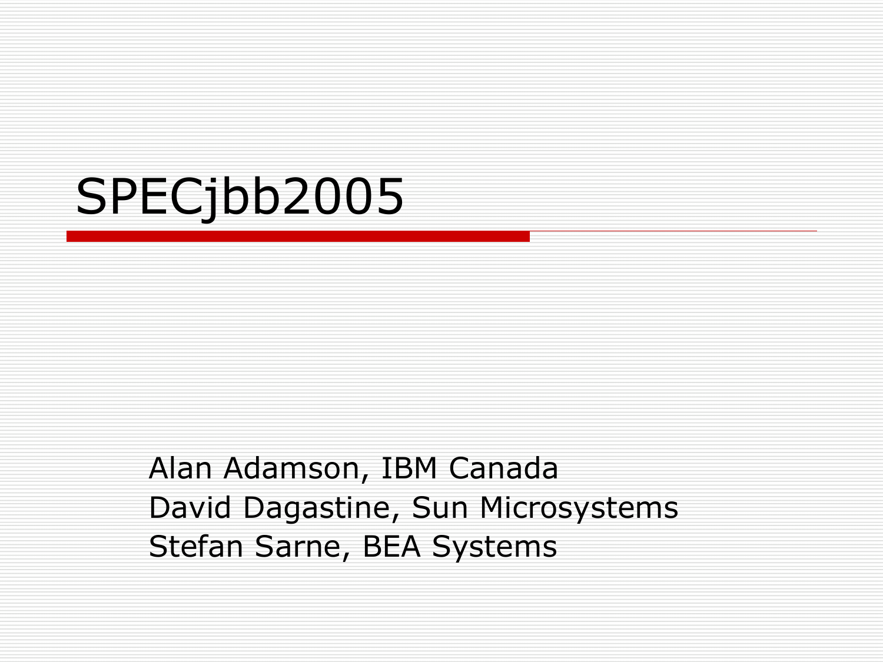# SPECjbb2005

Alan Adamson, IBM Canada
David Dagastine, Sun Microsystems
Stefan Sarne, BEA Systems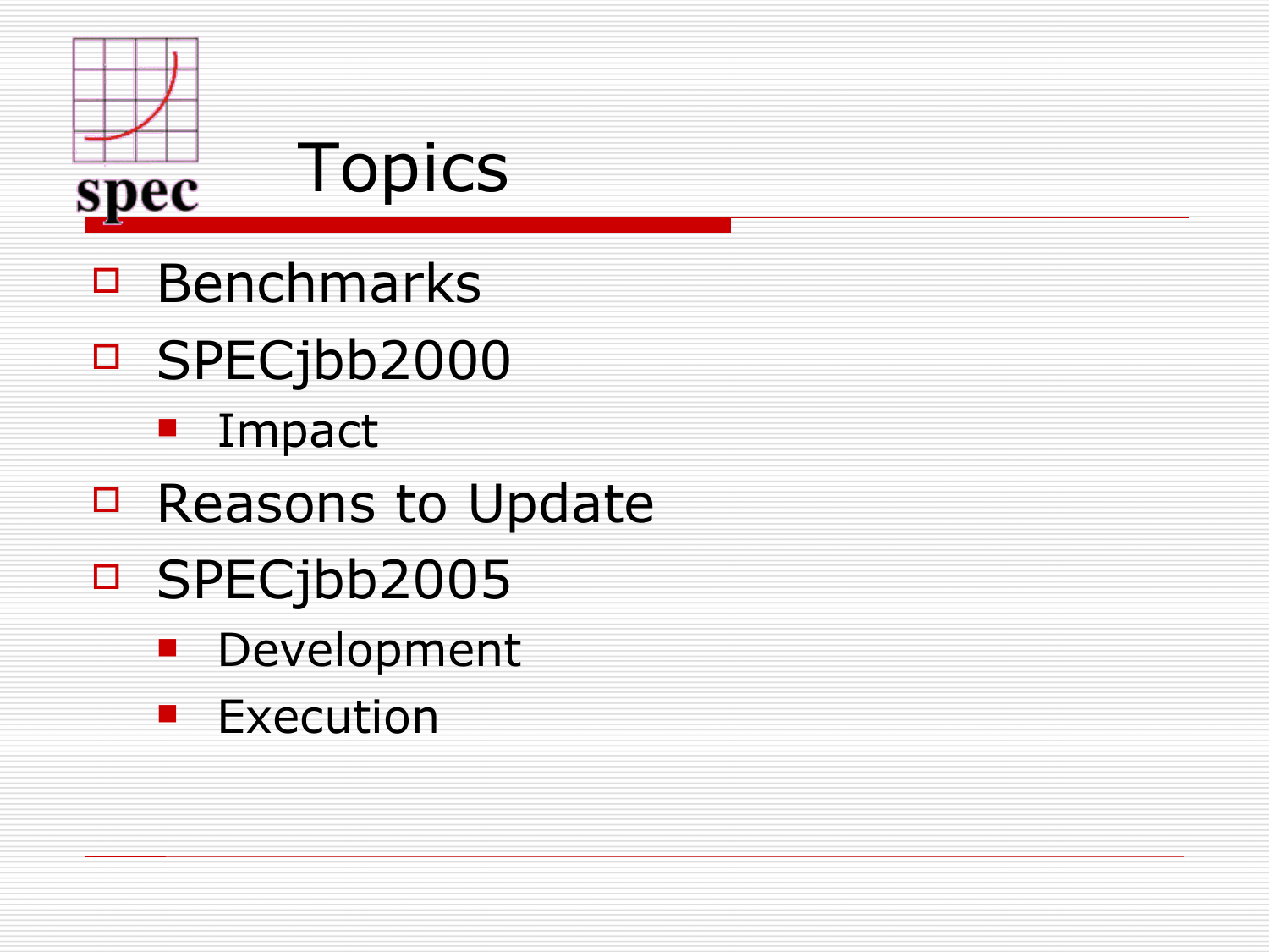# Topics

- Benchmarks
- SPECjbb2000
  - Impact
- Reasons to Update
- SPECjbb2005
  - Development
  - Execution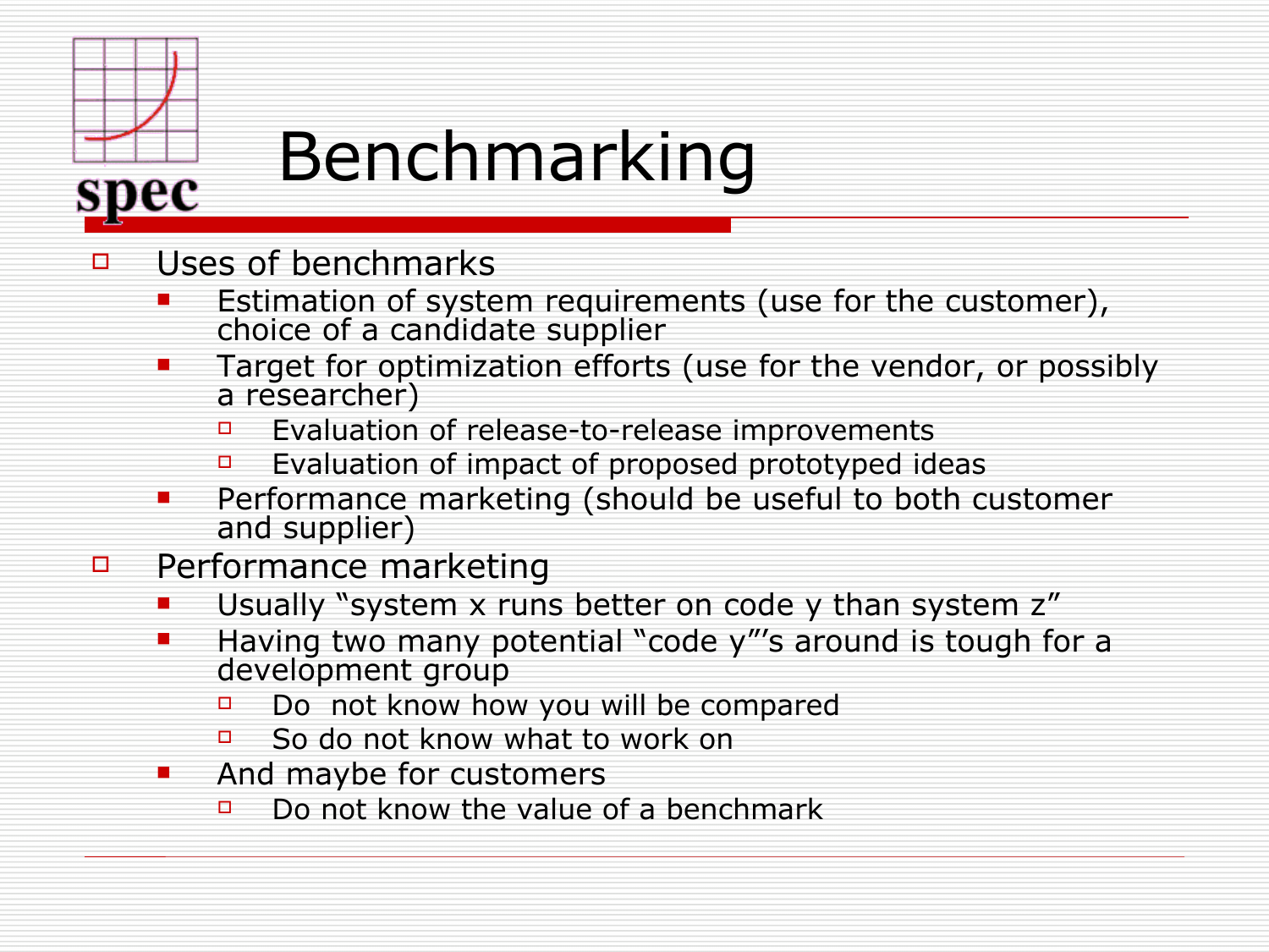# Benchmarking

- Uses of benchmarks
  - Estimation of system requirements (use for the customer), choice of a candidate supplier
  - Target for optimization efforts (use for the vendor, or possibly a researcher)
    - Evaluation of release-to-release improvements
    - Evaluation of impact of proposed prototyped ideas
  - Performance marketing (should be useful to both customer and supplier)
- Performance marketing
  - Usually "system x runs better on code y than system z"
  - Having two many potential "code y"'s around is tough for a development group
    - Do  not know how you will be compared
    - So do not know what to work on
  - And maybe for customers
    - Do not know the value of a benchmark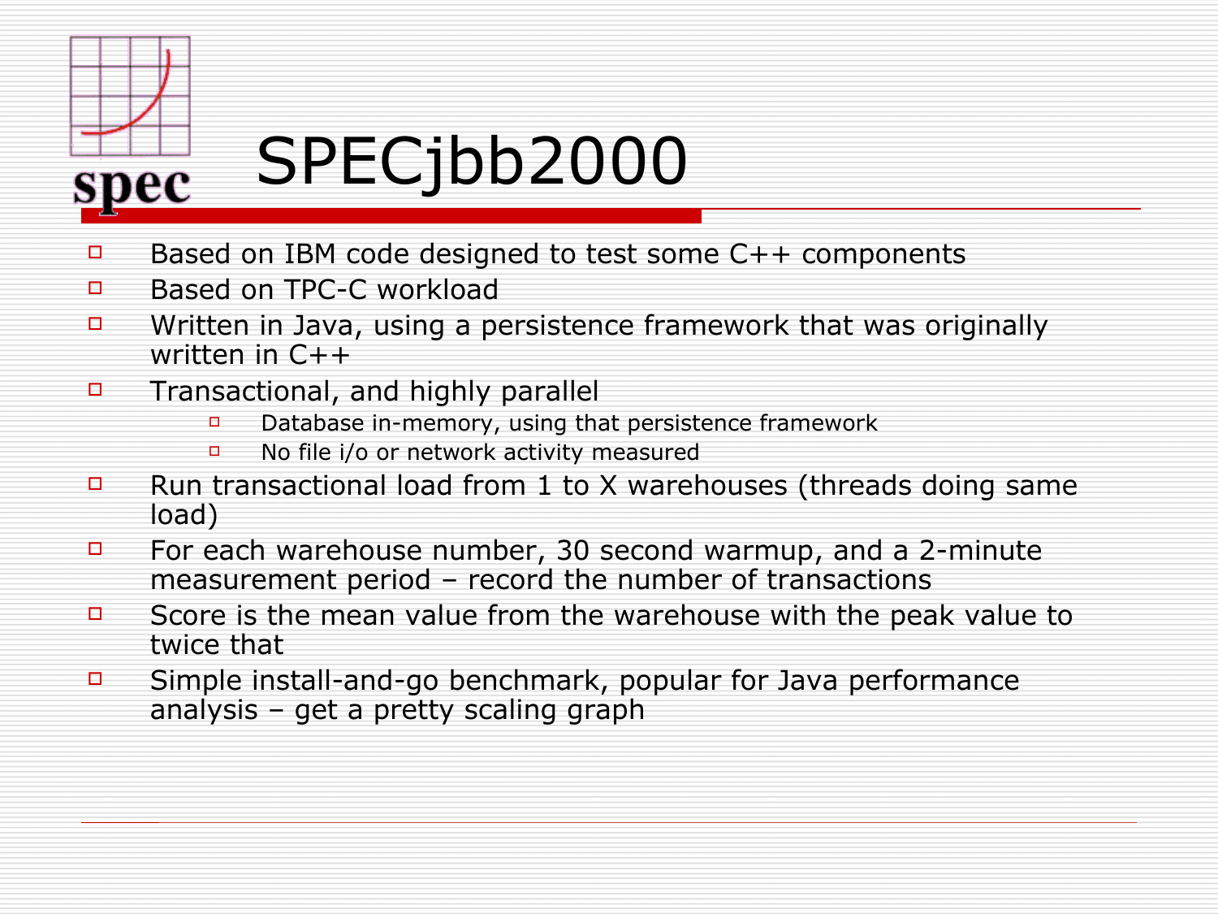# SPECjbb2000

- Based on IBM code designed to test some C++ components
- Based on TPC-C workload
- Written in Java, using a persistence framework that was originally written in C++
- Transactional, and highly parallel
  - Database in-memory, using that persistence framework
  - No file i/o or network activity measured
- Run transactional load from 1 to X warehouses (threads doing same load)
- For each warehouse number, 30 second warmup, and a 2-minute measurement period – record the number of transactions
- Score is the mean value from the warehouse with the peak value to twice that
- Simple install-and-go benchmark, popular for Java performance analysis – get a pretty scaling graph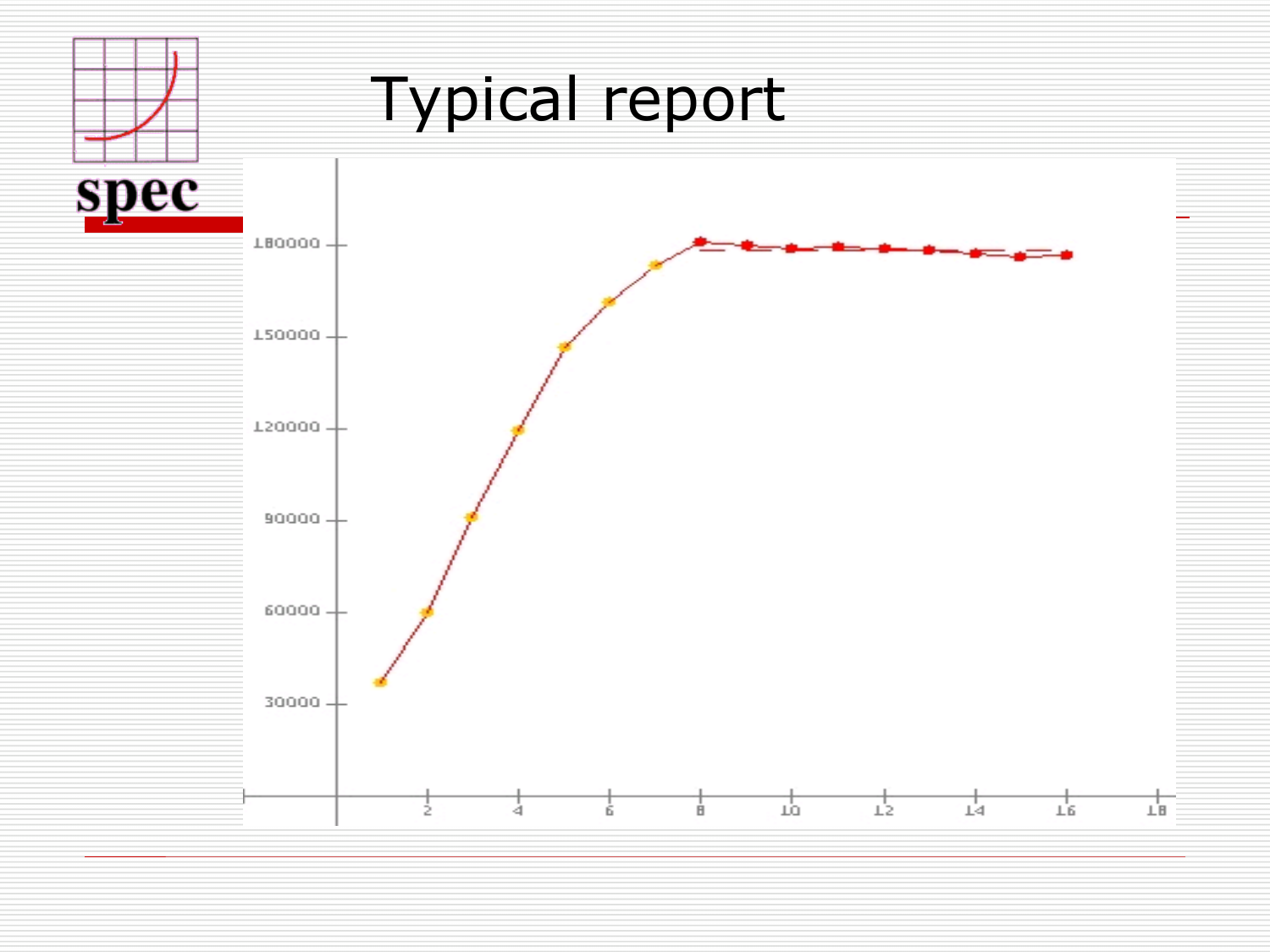# Typical report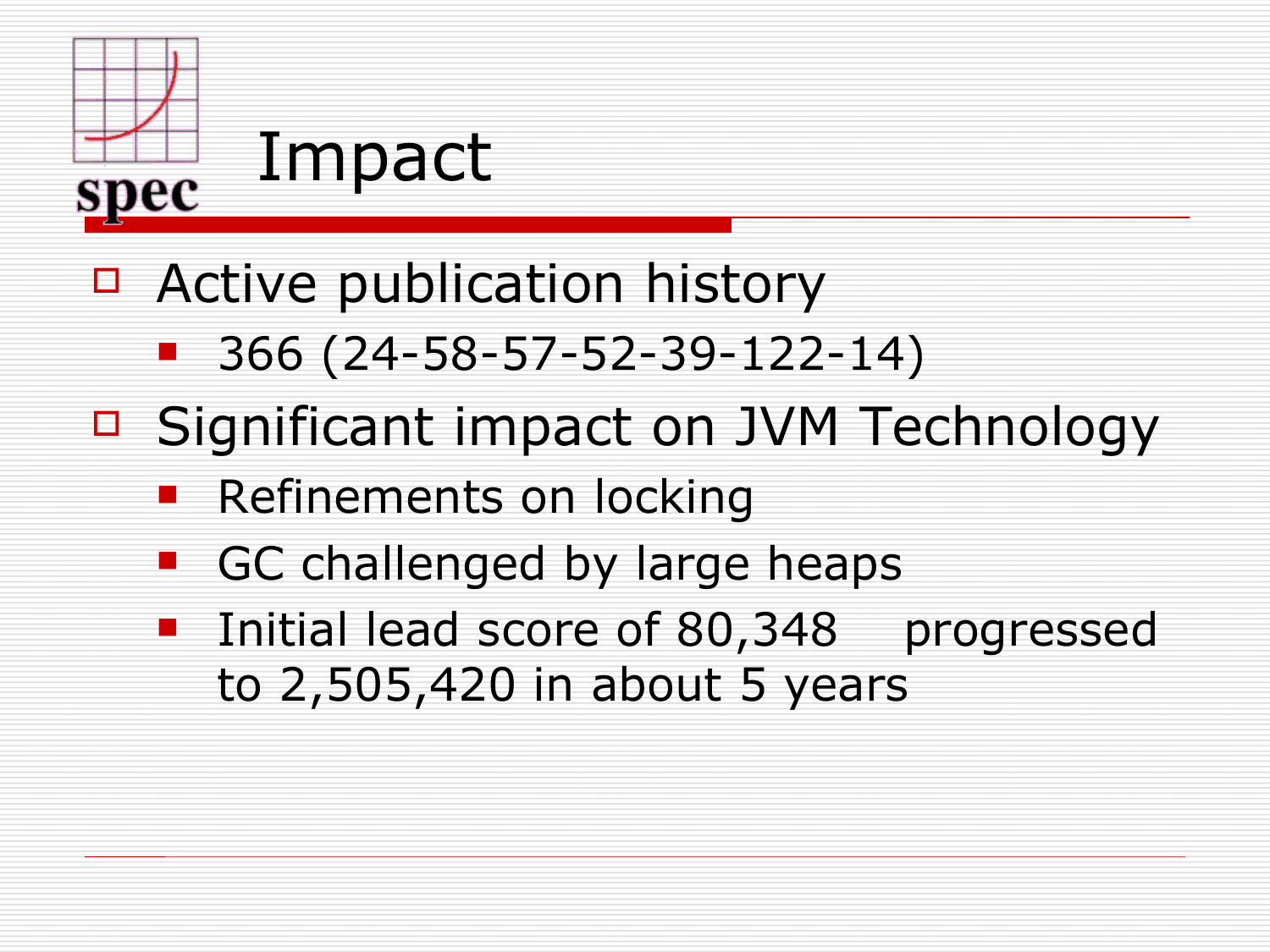# Impact

- Active publication history
  - 366 (24-58-57-52-39-122-14)
- Significant impact on JVM Technology
  - Refinements on locking
  - GC challenged by large heaps
  - Initial lead score of 80,348 progressed to 2,505,420 in about 5 years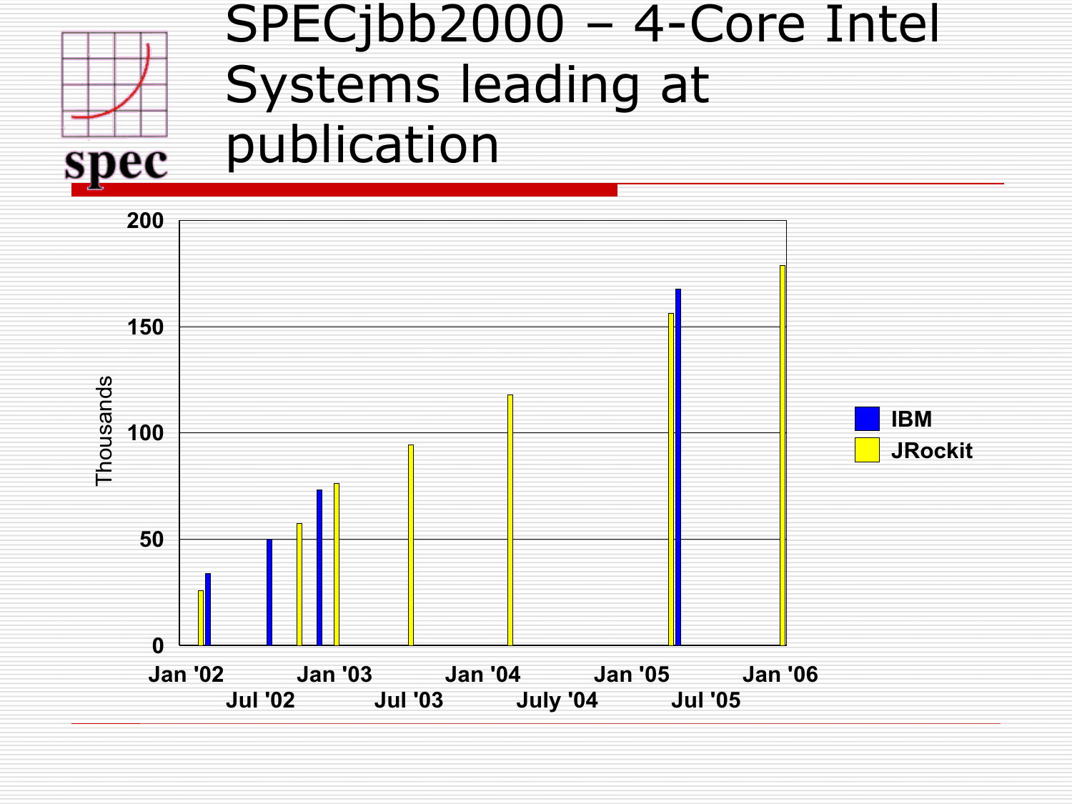# SPECjbb2000 – 4-Core Intel Systems leading at publication

Thousands

200
150
100
50
0

Jan '02 Jul '02 Jan '03 Jul '03 Jan '04 July '04 Jan '05 Jul '05 Jan '06

IBM
JRockit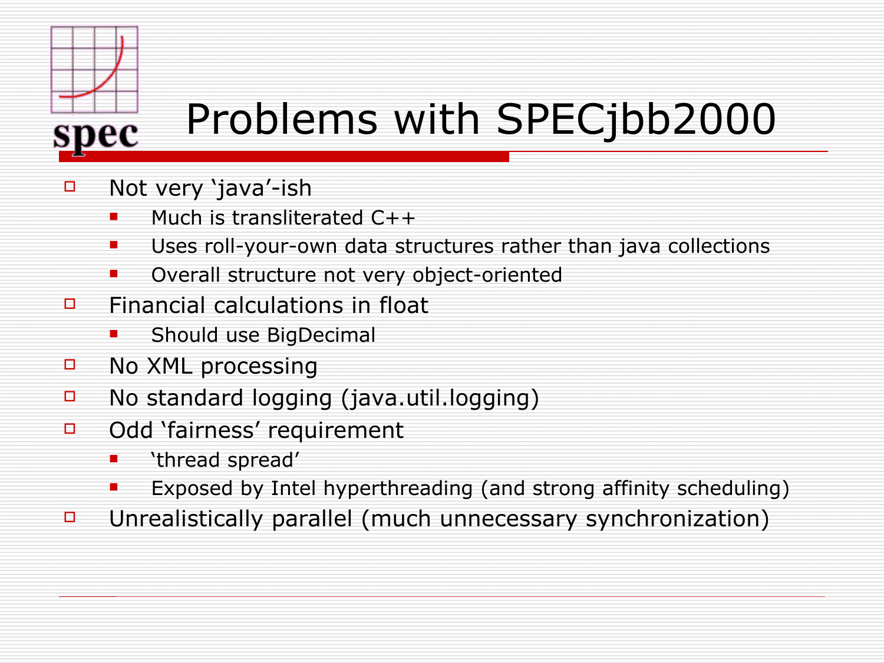# Problems with SPECjbb2000

- Not very ‘java’-ish
  - Much is transliterated C++
  - Uses roll-your-own data structures rather than java collections
  - Overall structure not very object-oriented
- Financial calculations in float
  - Should use BigDecimal
- No XML processing
- No standard logging (java.util.logging)
- Odd ‘fairness’ requirement
  - ‘thread spread’
  - Exposed by Intel hyperthreading (and strong affinity scheduling)
- Unrealistically parallel (much unnecessary synchronization)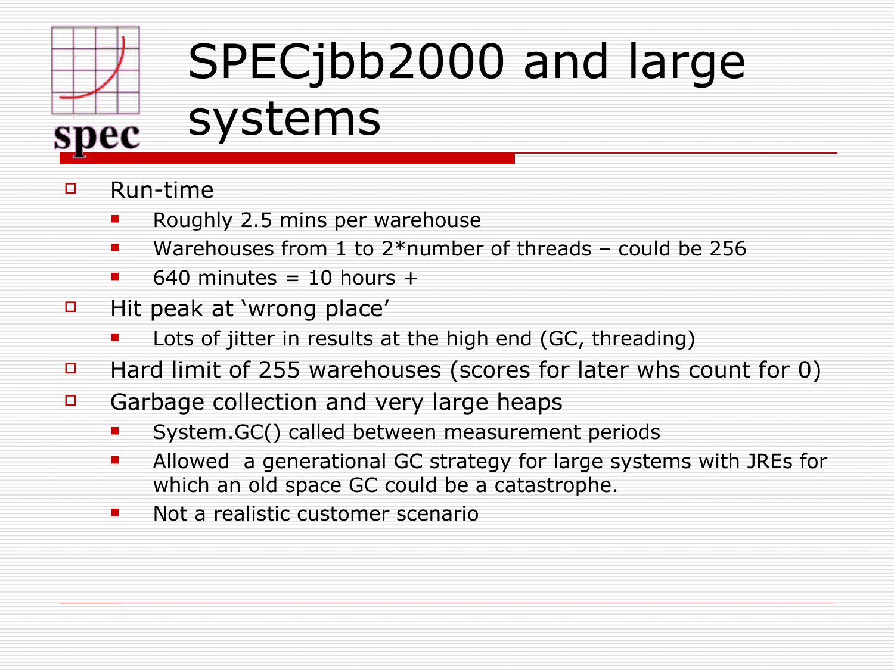# SPECjbb2000 and large systems

- Run-time
  - Roughly 2.5 mins per warehouse
  - Warehouses from 1 to 2*number of threads – could be 256
  - 640 minutes = 10 hours +
- Hit peak at 'wrong place'
  - Lots of jitter in results at the high end (GC, threading)
- Hard limit of 255 warehouses (scores for later whs count for 0)
- Garbage collection and very large heaps
  - System.GC() called between measurement periods
  - Allowed a generational GC strategy for large systems with JREs for which an old space GC could be a catastrophe.
  - Not a realistic customer scenario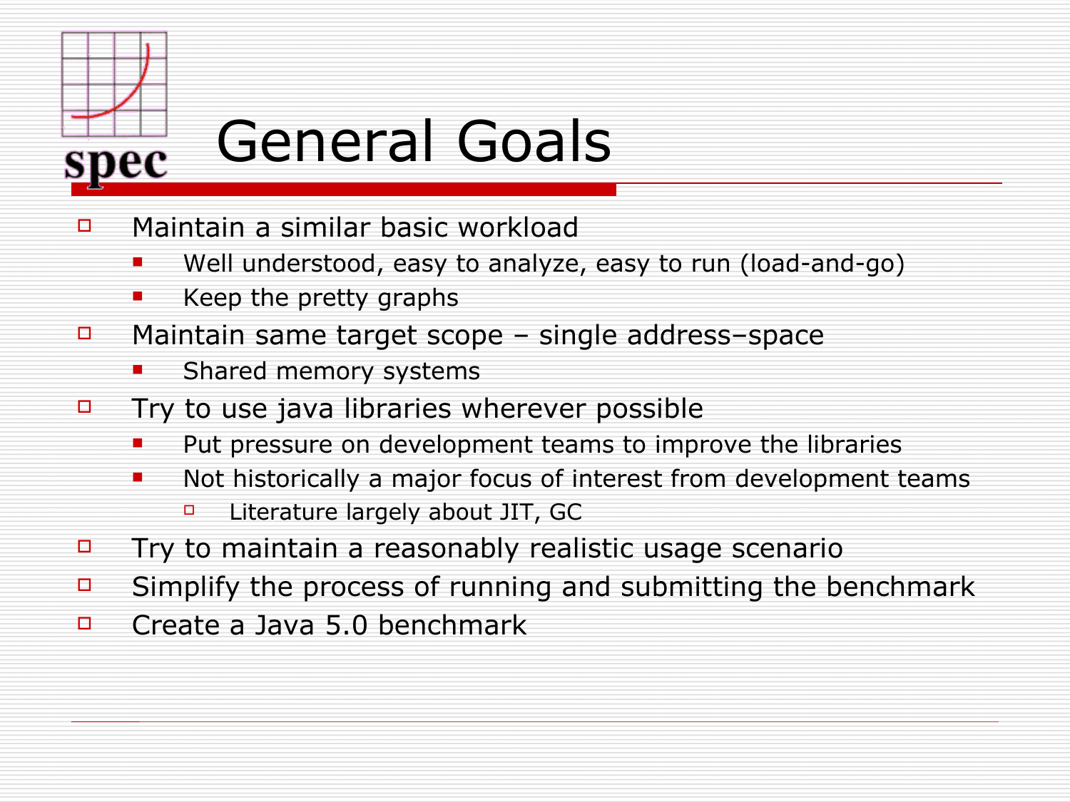# General Goals

- Maintain a similar basic workload
  - Well understood, easy to analyze, easy to run (load-and-go)
  - Keep the pretty graphs
- Maintain same target scope – single address–space
  - Shared memory systems
- Try to use java libraries wherever possible
  - Put pressure on development teams to improve the libraries
  - Not historically a major focus of interest from development teams
    - Literature largely about JIT, GC
- Try to maintain a reasonably realistic usage scenario
- Simplify the process of running and submitting the benchmark
- Create a Java 5.0 benchmark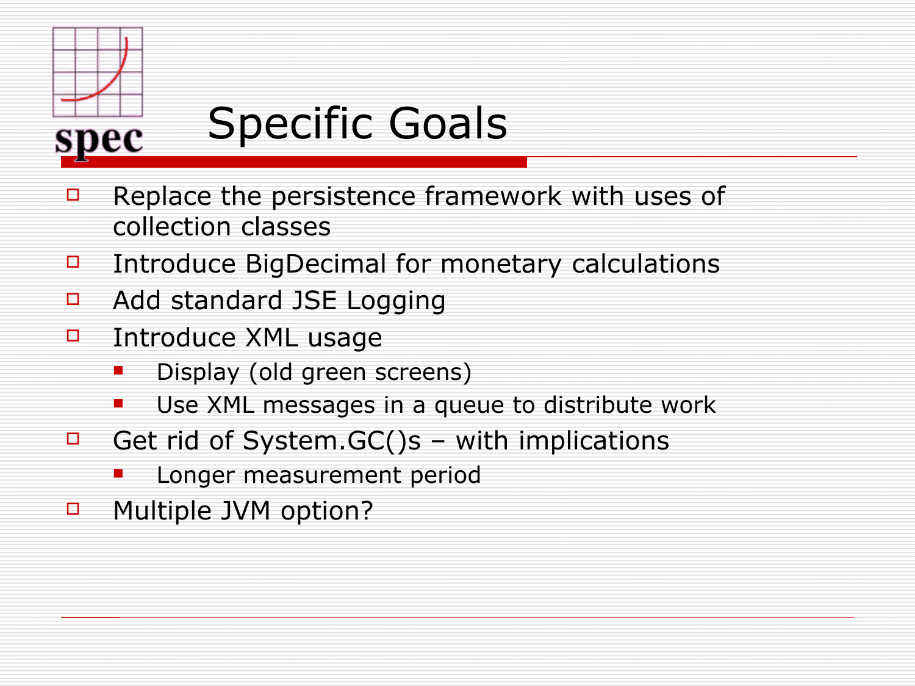# Specific Goals

- Replace the persistence framework with uses of collection classes
- Introduce BigDecimal for monetary calculations
- Add standard JSE Logging
- Introduce XML usage
  - Display (old green screens)
  - Use XML messages in a queue to distribute work
- Get rid of System.GC()s – with implications
  - Longer measurement period
- Multiple JVM option?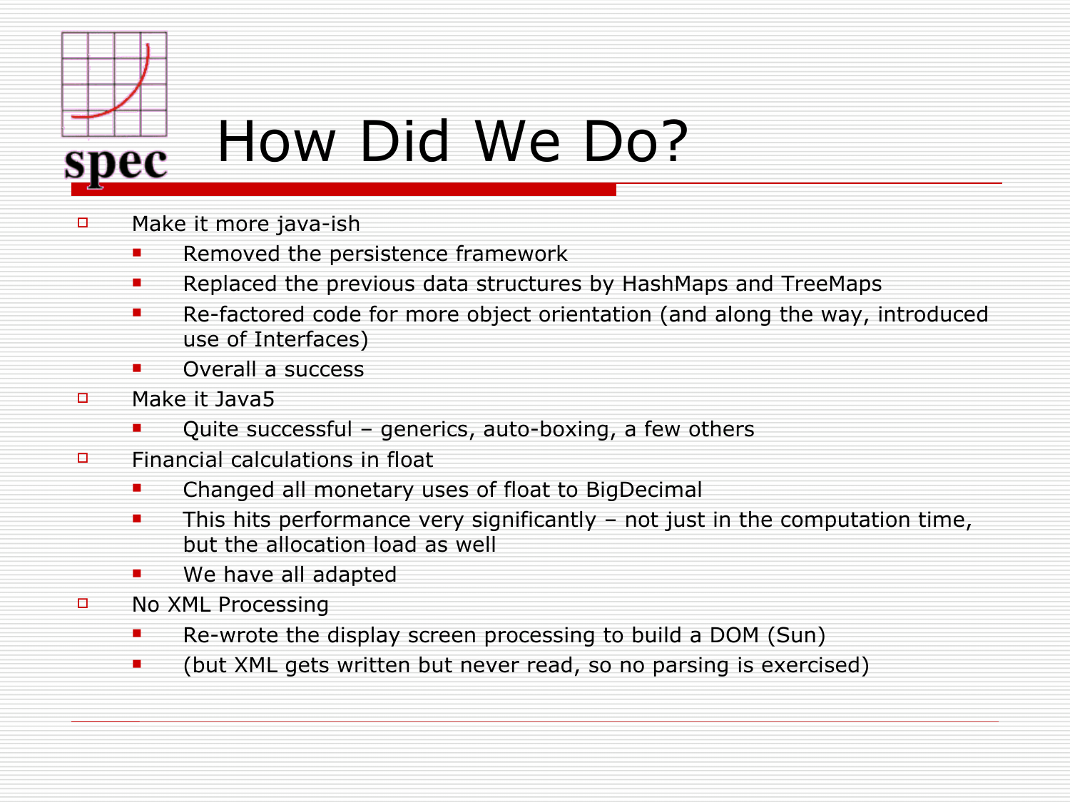# How Did We Do?

- Make it more java-ish
  - Removed the persistence framework
  - Replaced the previous data structures by HashMaps and TreeMaps
  - Re-factored code for more object orientation (and along the way, introduced use of Interfaces)
  - Overall a success
- Make it Java5
  - Quite successful – generics, auto-boxing, a few others
- Financial calculations in float
  - Changed all monetary uses of float to BigDecimal
  - This hits performance very significantly – not just in the computation time, but the allocation load as well
  - We have all adapted
- No XML Processing
  - Re-wrote the display screen processing to build a DOM (Sun)
  - (but XML gets written but never read, so no parsing is exercised)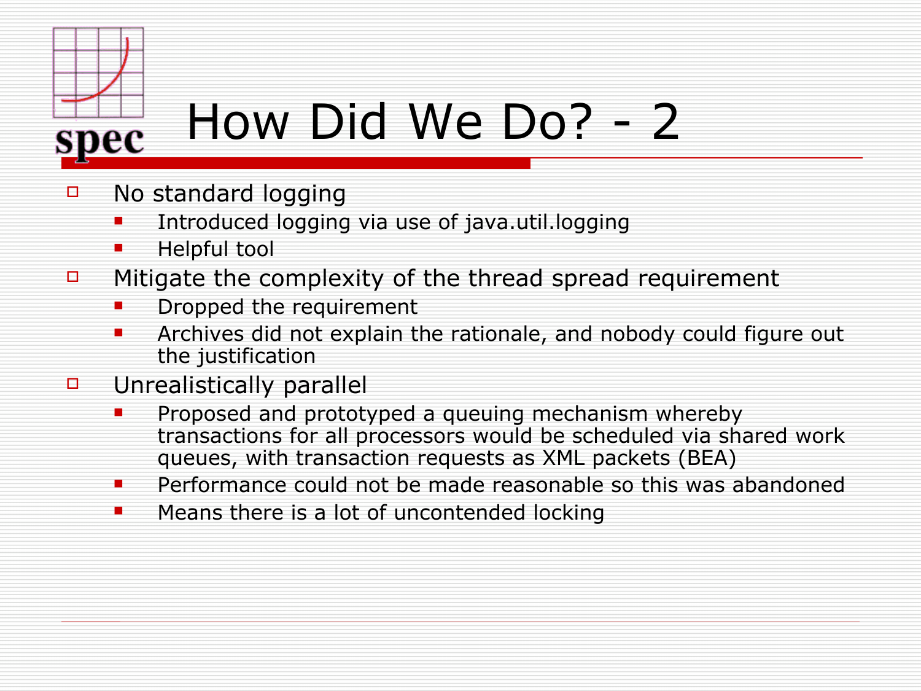# How Did We Do? - 2

- No standard logging
  - Introduced logging via use of java.util.logging
  - Helpful tool
- Mitigate the complexity of the thread spread requirement
  - Dropped the requirement
  - Archives did not explain the rationale, and nobody could figure out the justification
- Unrealistically parallel
  - Proposed and prototyped a queuing mechanism whereby transactions for all processors would be scheduled via shared work queues, with transaction requests as XML packets (BEA)
  - Performance could not be made reasonable so this was abandoned
  - Means there is a lot of uncontended locking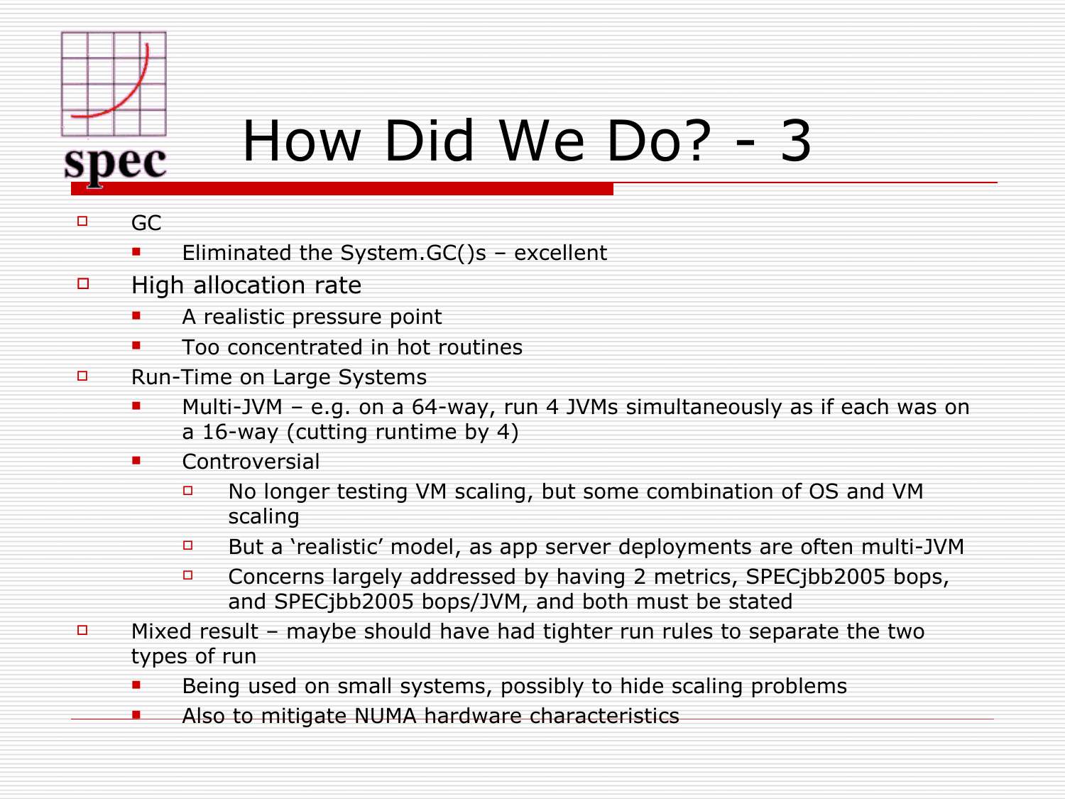# How Did We Do? - 3

- GC
  - Eliminated the System.GC()s – excellent
- High allocation rate
  - A realistic pressure point
  - Too concentrated in hot routines
- Run-Time on Large Systems
  - Multi-JVM – e.g. on a 64-way, run 4 JVMs simultaneously as if each was on a 16-way (cutting runtime by 4)
  - Controversial
    - No longer testing VM scaling, but some combination of OS and VM scaling
    - But a 'realistic' model, as app server deployments are often multi-JVM
    - Concerns largely addressed by having 2 metrics, SPECjbb2005 bops, and SPECjbb2005 bops/JVM, and both must be stated
- Mixed result – maybe should have had tighter run rules to separate the two types of run
  - Being used on small systems, possibly to hide scaling problems
  - Also to mitigate NUMA hardware characteristics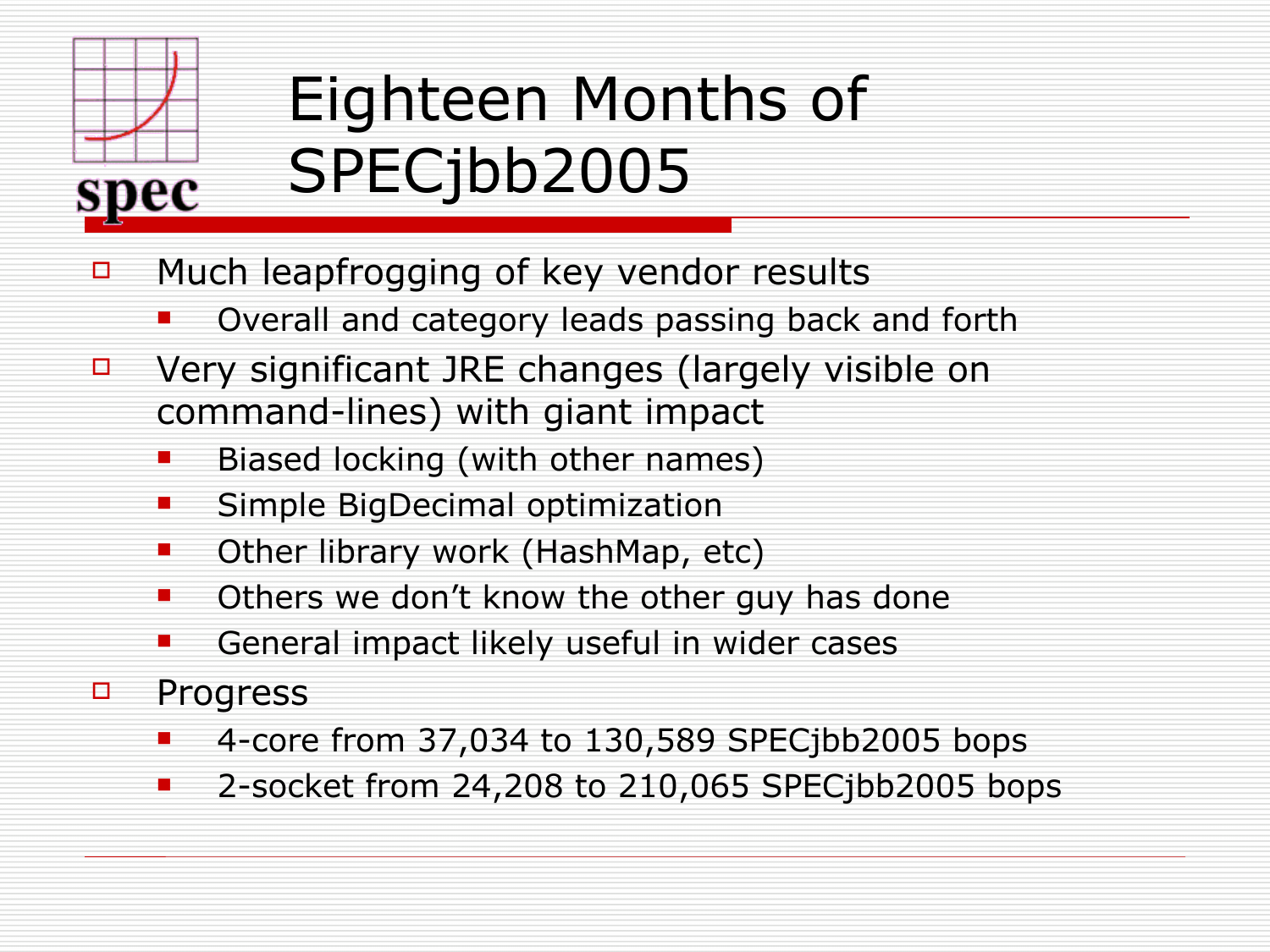# Eighteen Months of SPECjbb2005

- Much leapfrogging of key vendor results
  - Overall and category leads passing back and forth
- Very significant JRE changes (largely visible on command-lines) with giant impact
  - Biased locking (with other names)
  - Simple BigDecimal optimization
  - Other library work (HashMap, etc)
  - Others we don't know the other guy has done
  - General impact likely useful in wider cases
- Progress
  - 4-core from 37,034 to 130,589 SPECjbb2005 bops
  - 2-socket from 24,208 to 210,065 SPECjbb2005 bops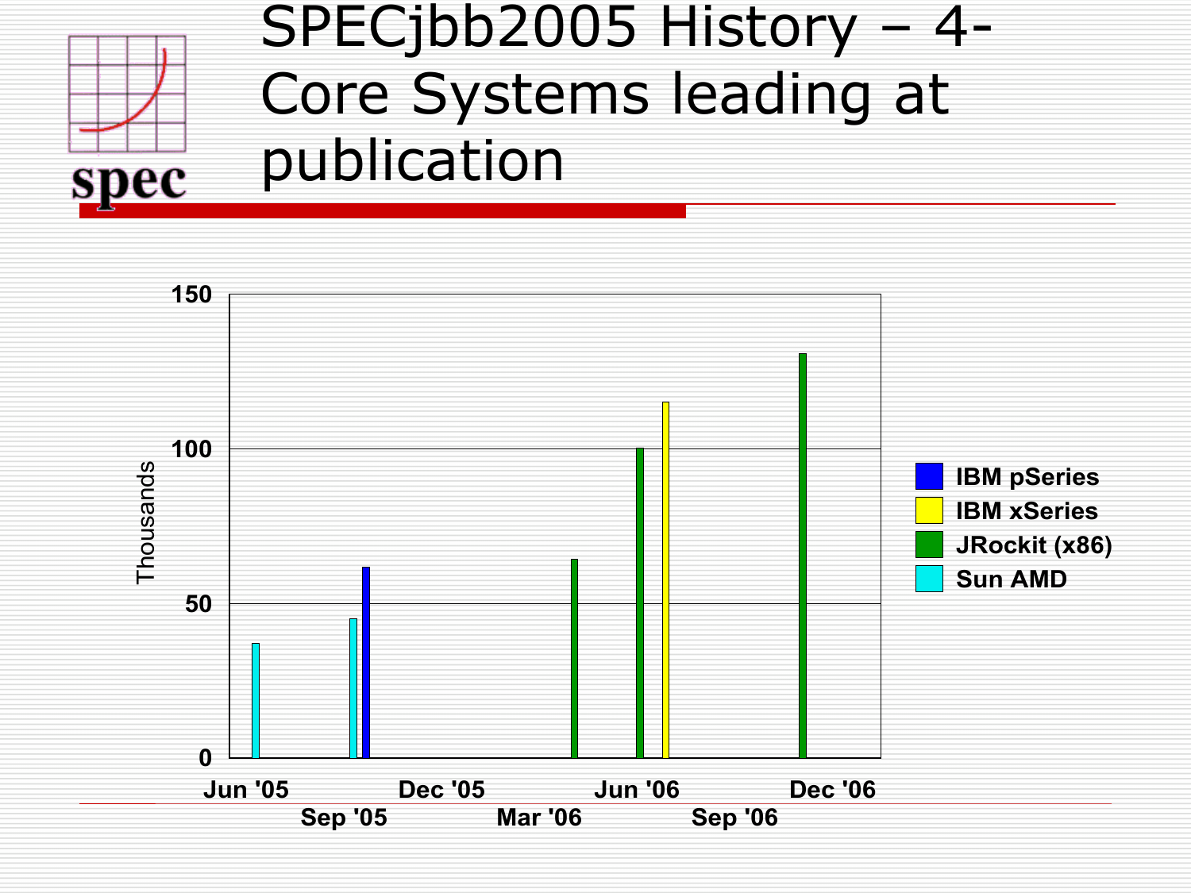# SPECjbb2005 History – 4-Core Systems leading at publication

Thousands

150

100

50

0

Jun '05 Sep '05 Dec '05 Mar '06 Jun '06 Sep '06 Dec '06

- IBM pSeries
- IBM xSeries
- JRockit (x86)
- Sun AMD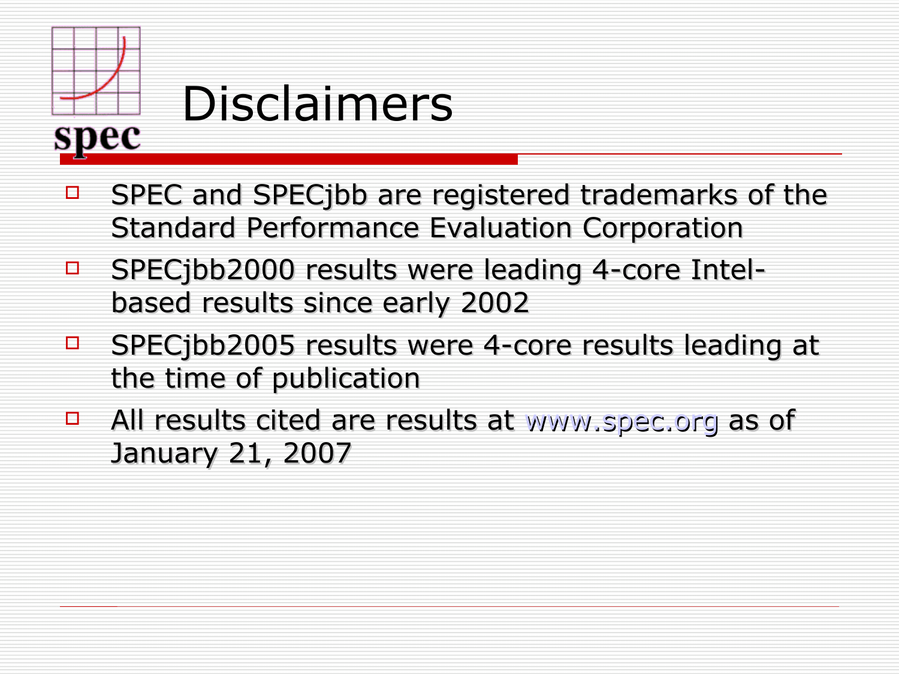# Disclaimers

- SPEC and SPECjbb are registered trademarks of the Standard Performance Evaluation Corporation
- SPECjbb2000 results were leading 4-core Intel-based results since early 2002
- SPECjbb2005 results were 4-core results leading at the time of publication
- All results cited are results at www.spec.org as of January 21, 2007